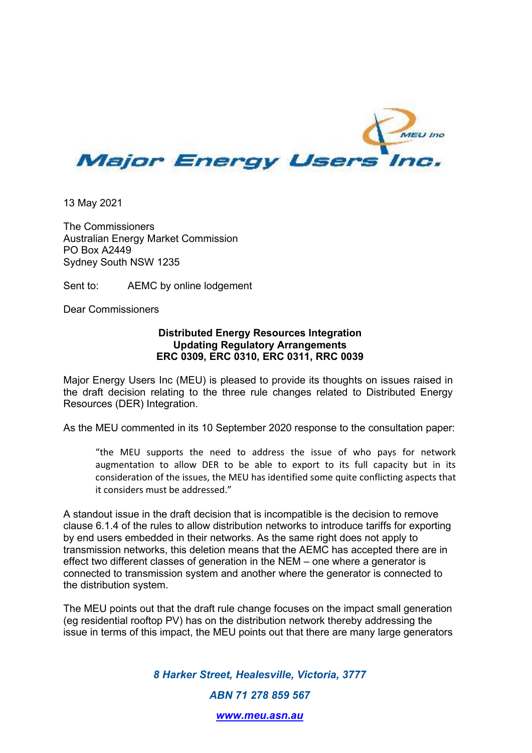**Major Energy Users Inc.**

13 May 2021

The Commissioners
Australian Energy Market Commission
PO Box A2449
Sydney South NSW 1235

Sent to: AEMC by online lodgement

Dear Commissioners

**Distributed Energy Resources Integration**
**Updating Regulatory Arrangements**
**ERC 0309, ERC 0310, ERC 0311, RRC 0039**

Major Energy Users Inc (MEU) is pleased to provide its thoughts on issues raised in the draft decision relating to the three rule changes related to Distributed Energy Resources (DER) Integration.

As the MEU commented in its 10 September 2020 response to the consultation paper:

> "the MEU supports the need to address the issue of who pays for network augmentation to allow DER to be able to export to its full capacity but in its consideration of the issues, the MEU has identified some quite conflicting aspects that it considers must be addressed."

A standout issue in the draft decision that is incompatible is the decision to remove clause 6.1.4 of the rules to allow distribution networks to introduce tariffs for exporting by end users embedded in their networks. As the same right does not apply to transmission networks, this deletion means that the AEMC has accepted there are in effect two different classes of generation in the NEM – one where a generator is connected to transmission system and another where the generator is connected to the distribution system.

The MEU points out that the draft rule change focuses on the impact small generation (eg residential rooftop PV) has on the distribution network thereby addressing the issue in terms of this impact, the MEU points out that there are many large generators

*8 Harker Street, Healesville, Victoria, 3777*

*ABN 71 278 859 567*

*www.meu.asn.au*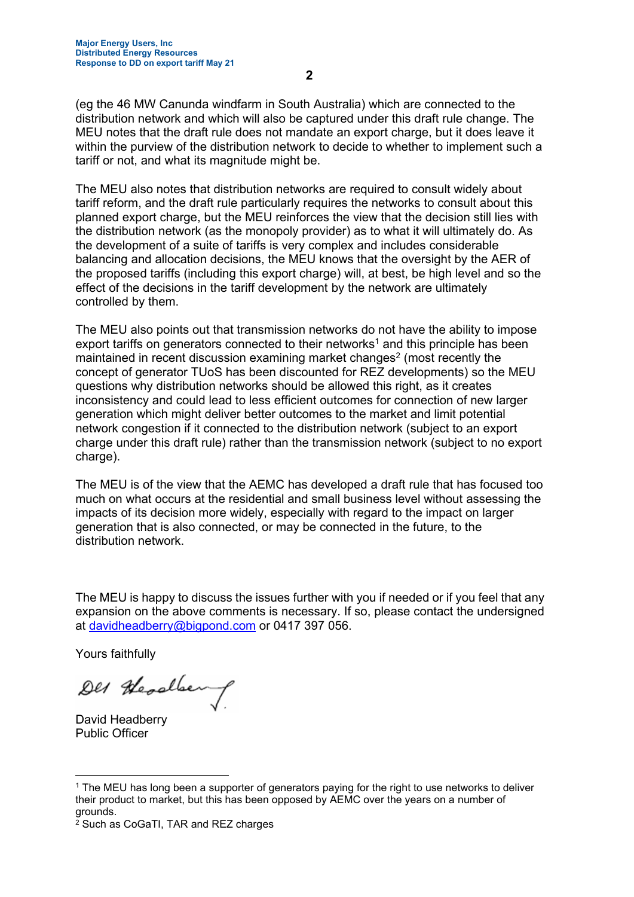(eg the 46 MW Canunda windfarm in South Australia) which are connected to the distribution network and which will also be captured under this draft rule change. The MEU notes that the draft rule does not mandate an export charge, but it does leave it within the purview of the distribution network to decide to whether to implement such a tariff or not, and what its magnitude might be.

The MEU also notes that distribution networks are required to consult widely about tariff reform, and the draft rule particularly requires the networks to consult about this planned export charge, but the MEU reinforces the view that the decision still lies with the distribution network (as the monopoly provider) as to what it will ultimately do. As the development of a suite of tariffs is very complex and includes considerable balancing and allocation decisions, the MEU knows that the oversight by the AER of the proposed tariffs (including this export charge) will, at best, be high level and so the effect of the decisions in the tariff development by the network are ultimately controlled by them.

The MEU also points out that transmission networks do not have the ability to impose export tariffs on generators connected to their networks[1] and this principle has been maintained in recent discussion examining market changes[2] (most recently the concept of generator TUoS has been discounted for REZ developments) so the MEU questions why distribution networks should be allowed this right, as it creates inconsistency and could lead to less efficient outcomes for connection of new larger generation which might deliver better outcomes to the market and limit potential network congestion if it connected to the distribution network (subject to an export charge under this draft rule) rather than the transmission network (subject to no export charge).

The MEU is of the view that the AEMC has developed a draft rule that has focused too much on what occurs at the residential and small business level without assessing the impacts of its decision more widely, especially with regard to the impact on larger generation that is also connected, or may be connected in the future, to the distribution network.

The MEU is happy to discuss the issues further with you if needed or if you feel that any expansion on the above comments is necessary. If so, please contact the undersigned at davidheadberry@bigpond.com or 0417 397 056.

Yours faithfully

David Headberry
Public Officer

[1] The MEU has long been a supporter of generators paying for the right to use networks to deliver their product to market, but this has been opposed by AEMC over the years on a number of grounds.

[2] Such as CoGaTI, TAR and REZ charges